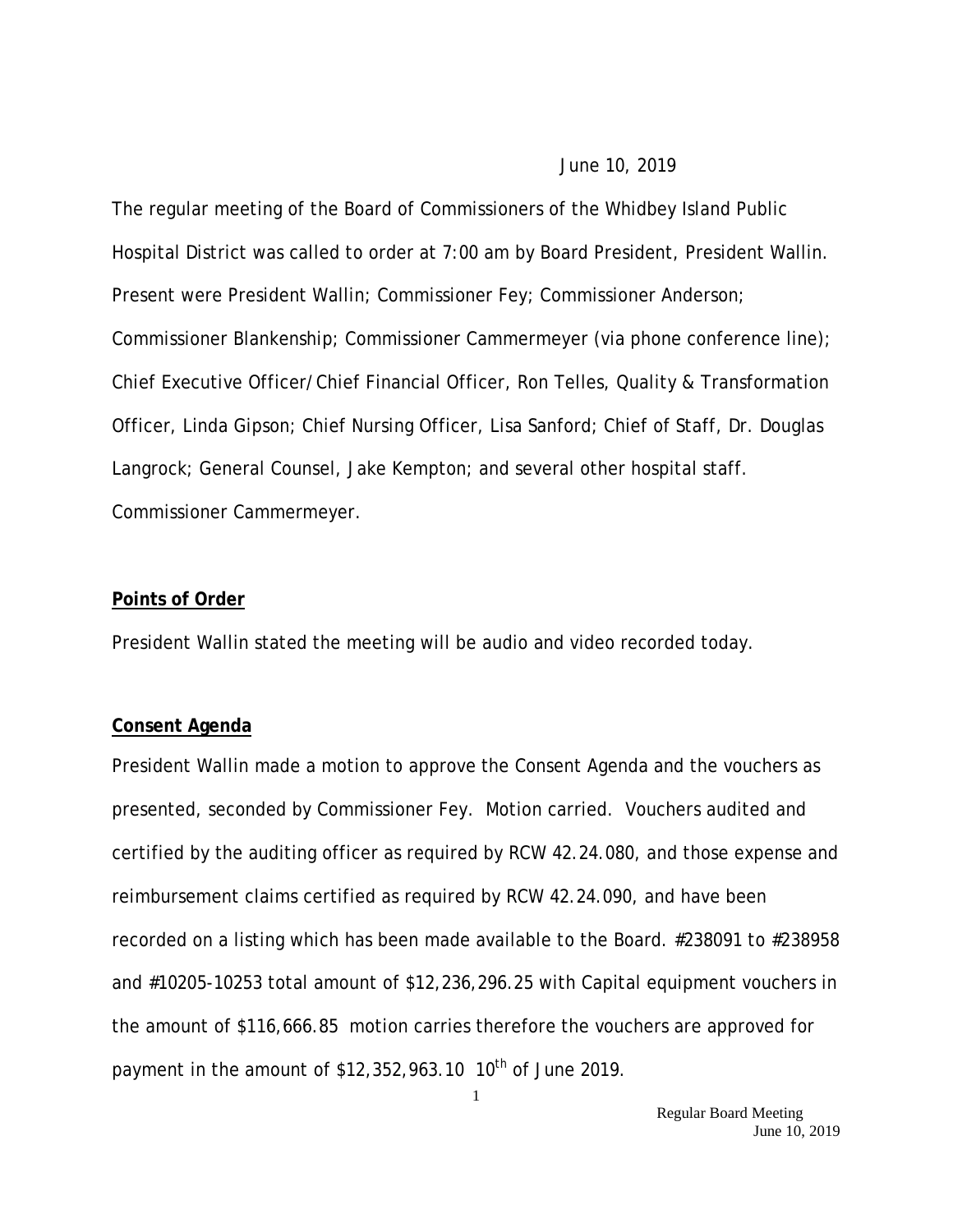June 10, 2019

The regular meeting of the Board of Commissioners of the Whidbey Island Public Hospital District was called to order at 7:00 am by Board President, President Wallin. Present were President Wallin; Commissioner Fey; Commissioner Anderson; Commissioner Blankenship; Commissioner Cammermeyer (via phone conference line); Chief Executive Officer/Chief Financial Officer, Ron Telles, Quality & Transformation Officer, Linda Gipson; Chief Nursing Officer, Lisa Sanford; Chief of Staff, Dr. Douglas Langrock; General Counsel, Jake Kempton; and several other hospital staff. Commissioner Cammermeyer.

**Points of Order**

President Wallin stated the meeting will be audio and video recorded today.

**Consent Agenda**

President Wallin made a motion to approve the Consent Agenda and the vouchers as presented, seconded by Commissioner Fey. Motion carried. Vouchers audited and certified by the auditing officer as required by RCW 42.24.080, and those expense and reimbursement claims certified as required by RCW 42.24.090, and have been recorded on a listing which has been made available to the Board. #238091 to #238958 and #10205-10253 total amount of $12,236,296.25 with Capital equipment vouchers in the amount of $116,666.85 motion carries therefore the vouchers are approved for payment in the amount of $12,352,963.10 10th of June 2019.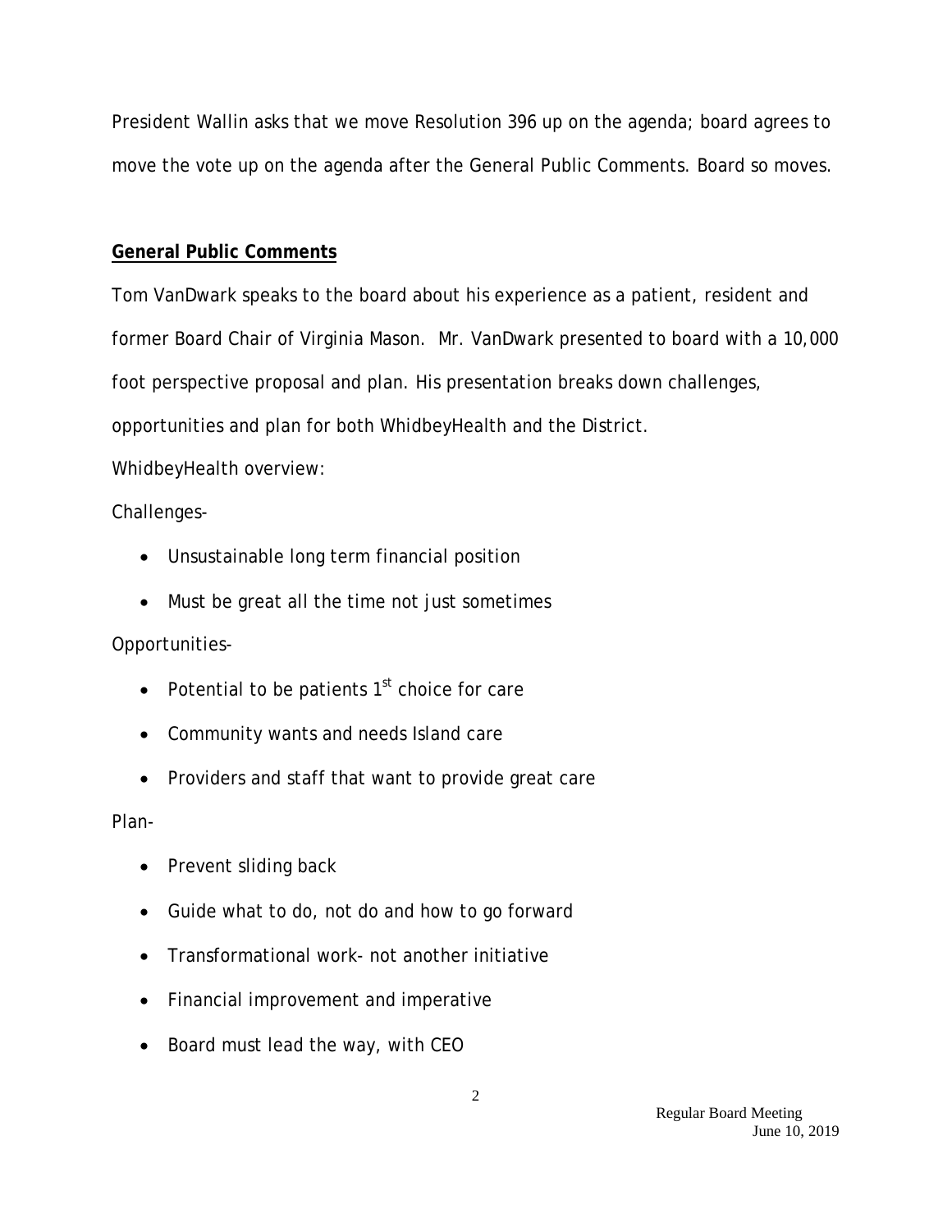President Wallin asks that we move Resolution 396 up on the agenda; board agrees to move the vote up on the agenda after the General Public Comments. Board so moves.

**General Public Comments**

Tom VanDwark speaks to the board about his experience as a patient, resident and former Board Chair of Virginia Mason. Mr. VanDwark presented to board with a 10,000 foot perspective proposal and plan. His presentation breaks down challenges, opportunities and plan for both WhidbeyHealth and the District.

WhidbeyHealth overview:

Challenges-

- Unsustainable long term financial position
- Must be great all the time not just sometimes

Opportunities-

- Potential to be patients 1st choice for care
- Community wants and needs Island care
- Providers and staff that want to provide great care

Plan-

- Prevent sliding back
- Guide what to do, not do and how to go forward
- Transformational work- not another initiative
- Financial improvement and imperative
- Board must lead the way, with CEO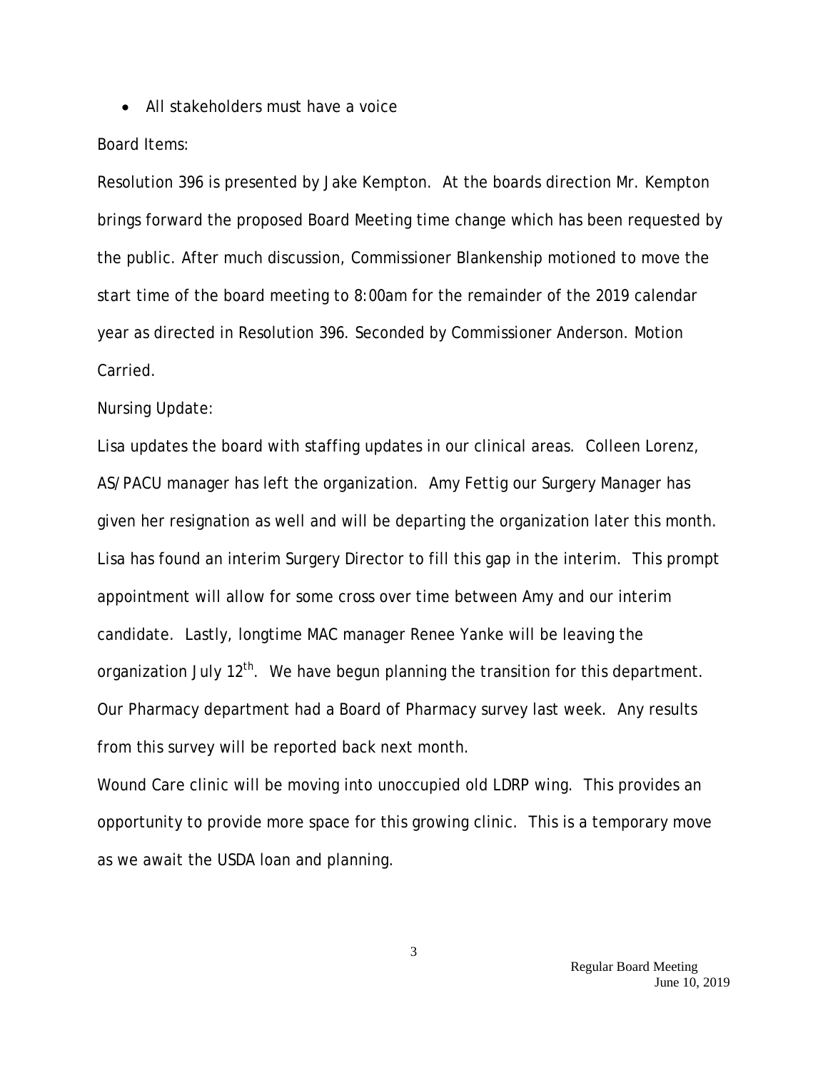- All stakeholders must have a voice

Board Items:

Resolution 396 is presented by Jake Kempton. At the boards direction Mr. Kempton brings forward the proposed Board Meeting time change which has been requested by the public. After much discussion, Commissioner Blankenship motioned to move the start time of the board meeting to 8:00am for the remainder of the 2019 calendar year as directed in Resolution 396. Seconded by Commissioner Anderson. Motion Carried.

Nursing Update:

Lisa updates the board with staffing updates in our clinical areas. Colleen Lorenz, AS/PACU manager has left the organization. Amy Fettig our Surgery Manager has given her resignation as well and will be departing the organization later this month. Lisa has found an interim Surgery Director to fill this gap in the interim. This prompt appointment will allow for some cross over time between Amy and our interim candidate. Lastly, longtime MAC manager Renee Yanke will be leaving the organization July 12th. We have begun planning the transition for this department. Our Pharmacy department had a Board of Pharmacy survey last week. Any results from this survey will be reported back next month.

Wound Care clinic will be moving into unoccupied old LDRP wing. This provides an opportunity to provide more space for this growing clinic. This is a temporary move as we await the USDA loan and planning.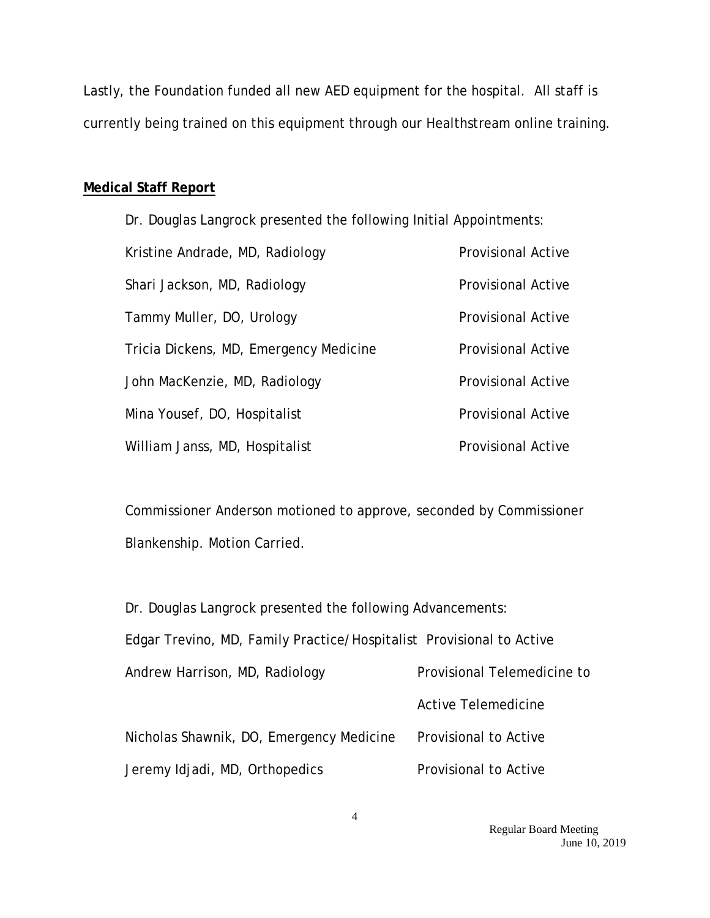Lastly, the Foundation funded all new AED equipment for the hospital. All staff is currently being trained on this equipment through our Healthstream online training.

**Medical Staff Report**

Dr. Douglas Langrock presented the following Initial Appointments:

| | |
|---|---|
| Kristine Andrade, MD, Radiology | Provisional Active |
| Shari Jackson, MD, Radiology | Provisional Active |
| Tammy Muller, DO, Urology | Provisional Active |
| Tricia Dickens, MD, Emergency Medicine | Provisional Active |
| John MacKenzie, MD, Radiology | Provisional Active |
| Mina Yousef, DO, Hospitalist | Provisional Active |
| William Janss, MD, Hospitalist | Provisional Active |

Commissioner Anderson motioned to approve, seconded by Commissioner Blankenship. Motion Carried.

Dr. Douglas Langrock presented the following Advancements:

| | |
|---|---|
| Edgar Trevino, MD, Family Practice/Hospitalist | Provisional to Active |
| Andrew Harrison, MD, Radiology | Provisional Telemedicine to Active Telemedicine |
| Nicholas Shawnik, DO, Emergency Medicine | Provisional to Active |
| Jeremy Idjadi, MD, Orthopedics | Provisional to Active |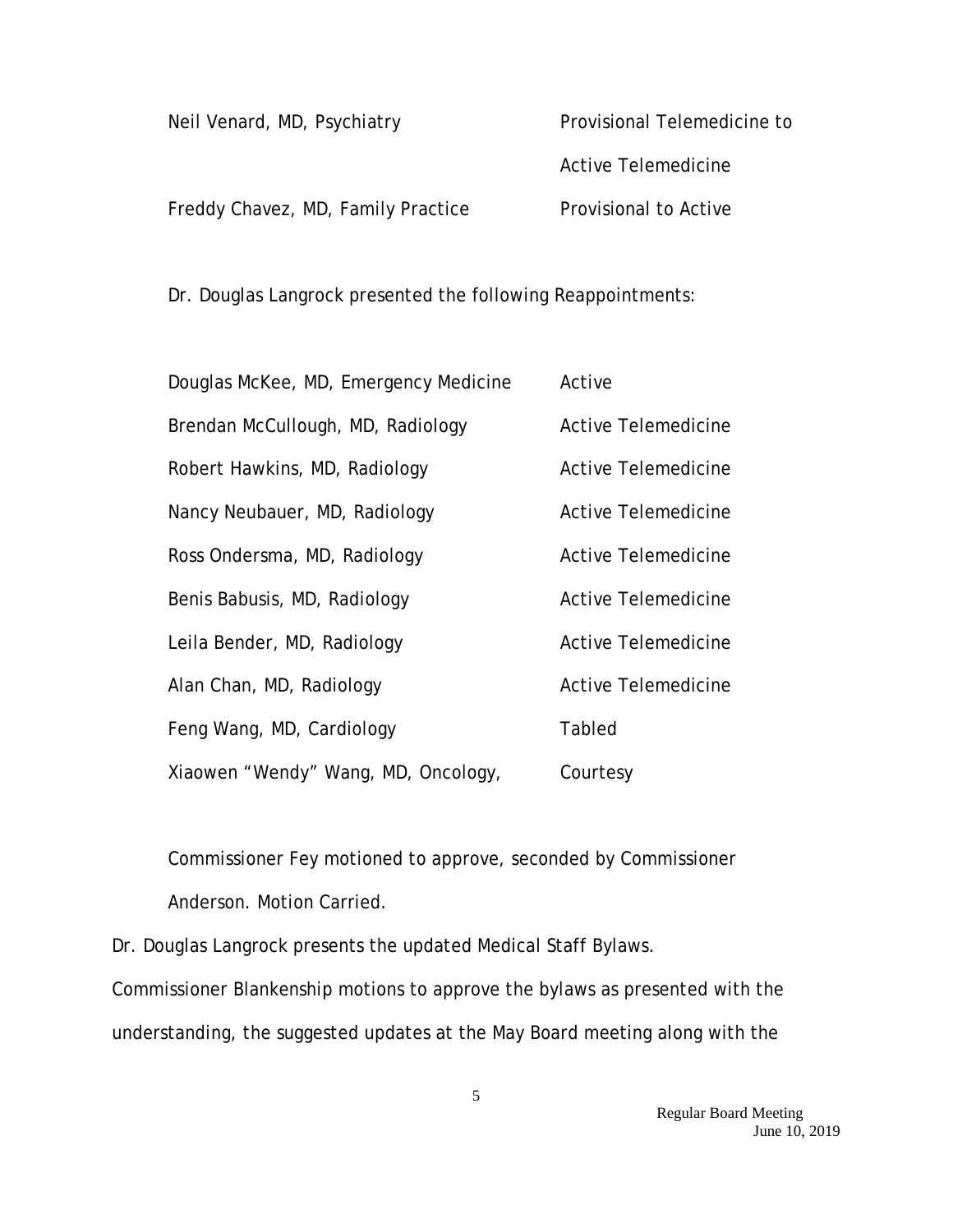| | |
|---|---|
| Neil Venard, MD, Psychiatry | Provisional Telemedicine to Active Telemedicine |
| Freddy Chavez, MD, Family Practice | Provisional to Active |

Dr. Douglas Langrock presented the following Reappointments:

| | |
|---|---|
| Douglas McKee, MD, Emergency Medicine | Active |
| Brendan McCullough, MD, Radiology | Active Telemedicine |
| Robert Hawkins, MD, Radiology | Active Telemedicine |
| Nancy Neubauer, MD, Radiology | Active Telemedicine |
| Ross Ondersma, MD, Radiology | Active Telemedicine |
| Benis Babusis, MD, Radiology | Active Telemedicine |
| Leila Bender, MD, Radiology | Active Telemedicine |
| Alan Chan, MD, Radiology | Active Telemedicine |
| Feng Wang, MD, Cardiology | Tabled |
| Xiaowen "Wendy" Wang, MD, Oncology, | Courtesy |

Commissioner Fey motioned to approve, seconded by Commissioner Anderson. Motion Carried.

Dr. Douglas Langrock presents the updated Medical Staff Bylaws.

Commissioner Blankenship motions to approve the bylaws as presented with the understanding, the suggested updates at the May Board meeting along with the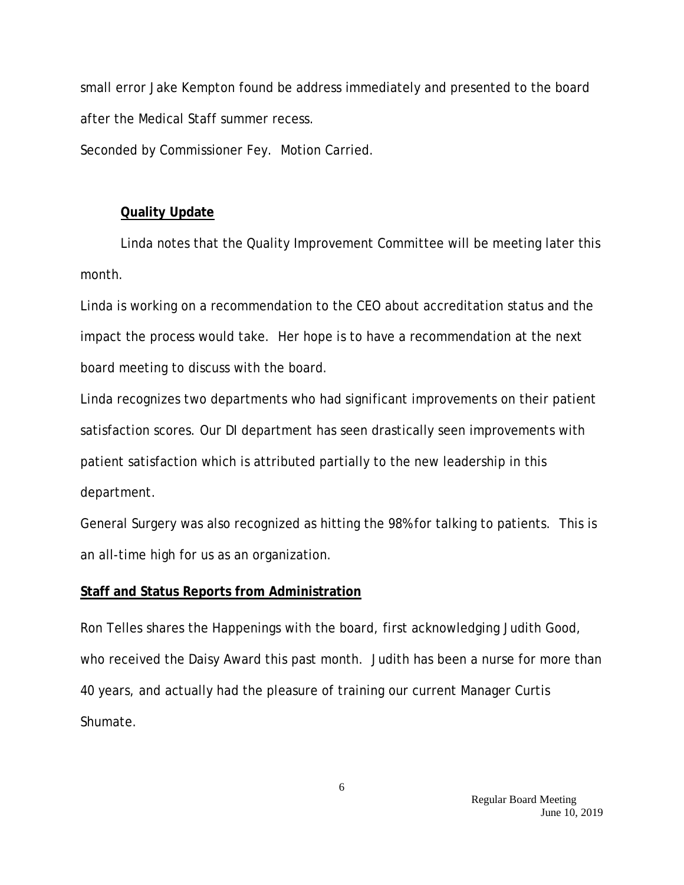small error Jake Kempton found be address immediately and presented to the board after the Medical Staff summer recess.

Seconded by Commissioner Fey. Motion Carried.

**Quality Update**

Linda notes that the Quality Improvement Committee will be meeting later this month.

Linda is working on a recommendation to the CEO about accreditation status and the impact the process would take. Her hope is to have a recommendation at the next board meeting to discuss with the board.

Linda recognizes two departments who had significant improvements on their patient satisfaction scores. Our DI department has seen drastically seen improvements with patient satisfaction which is attributed partially to the new leadership in this department.

General Surgery was also recognized as hitting the 98% for talking to patients. This is an all-time high for us as an organization.

**Staff and Status Reports from Administration**

Ron Telles shares the Happenings with the board, first acknowledging Judith Good, who received the Daisy Award this past month. Judith has been a nurse for more than 40 years, and actually had the pleasure of training our current Manager Curtis Shumate.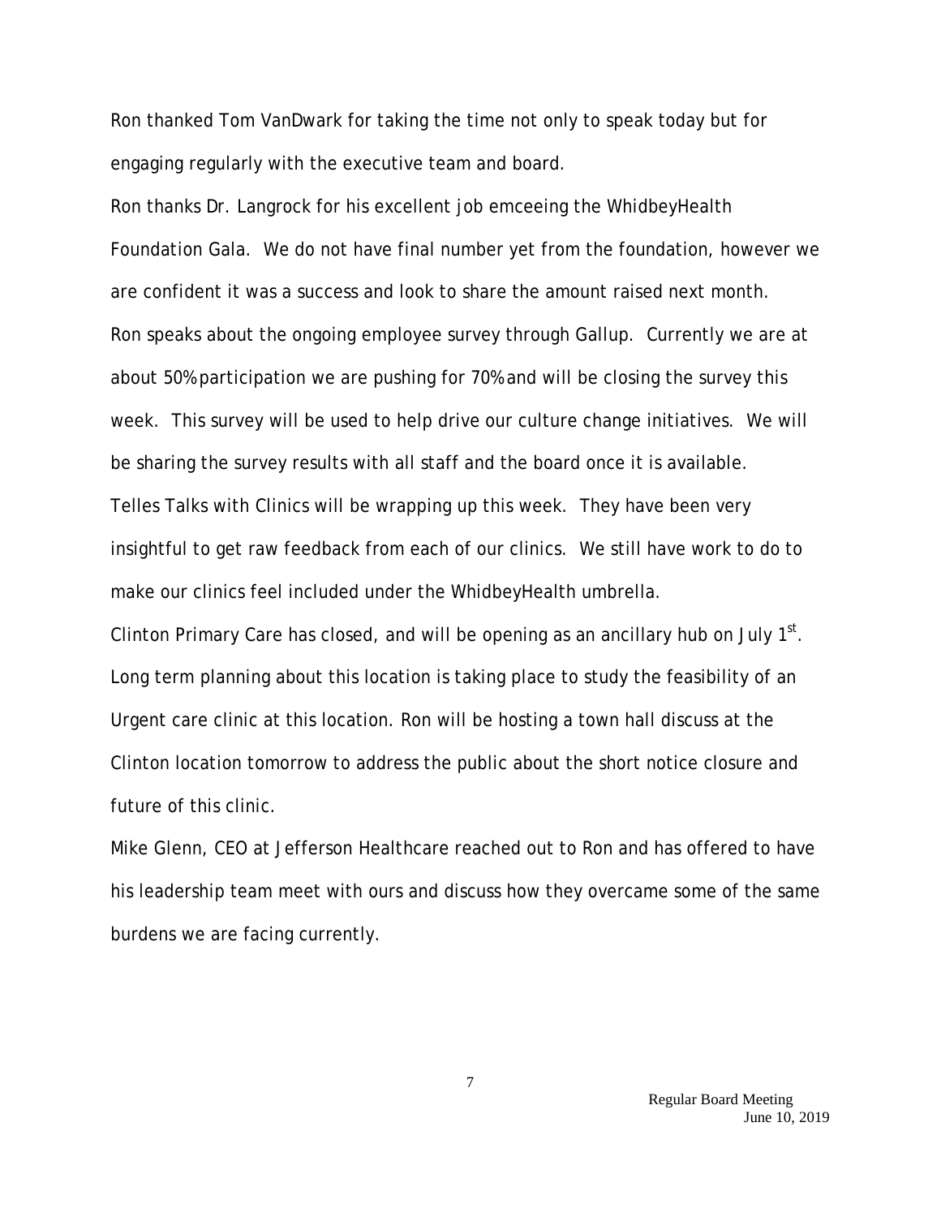Ron thanked Tom VanDwark for taking the time not only to speak today but for engaging regularly with the executive team and board.

Ron thanks Dr. Langrock for his excellent job emceeing the WhidbeyHealth Foundation Gala. We do not have final number yet from the foundation, however we are confident it was a success and look to share the amount raised next month.

Ron speaks about the ongoing employee survey through Gallup. Currently we are at about 50% participation we are pushing for 70% and will be closing the survey this week. This survey will be used to help drive our culture change initiatives. We will be sharing the survey results with all staff and the board once it is available.

Telles Talks with Clinics will be wrapping up this week. They have been very insightful to get raw feedback from each of our clinics. We still have work to do to make our clinics feel included under the WhidbeyHealth umbrella.

Clinton Primary Care has closed, and will be opening as an ancillary hub on July 1st. Long term planning about this location is taking place to study the feasibility of an Urgent care clinic at this location. Ron will be hosting a town hall discuss at the Clinton location tomorrow to address the public about the short notice closure and future of this clinic.

Mike Glenn, CEO at Jefferson Healthcare reached out to Ron and has offered to have his leadership team meet with ours and discuss how they overcame some of the same burdens we are facing currently.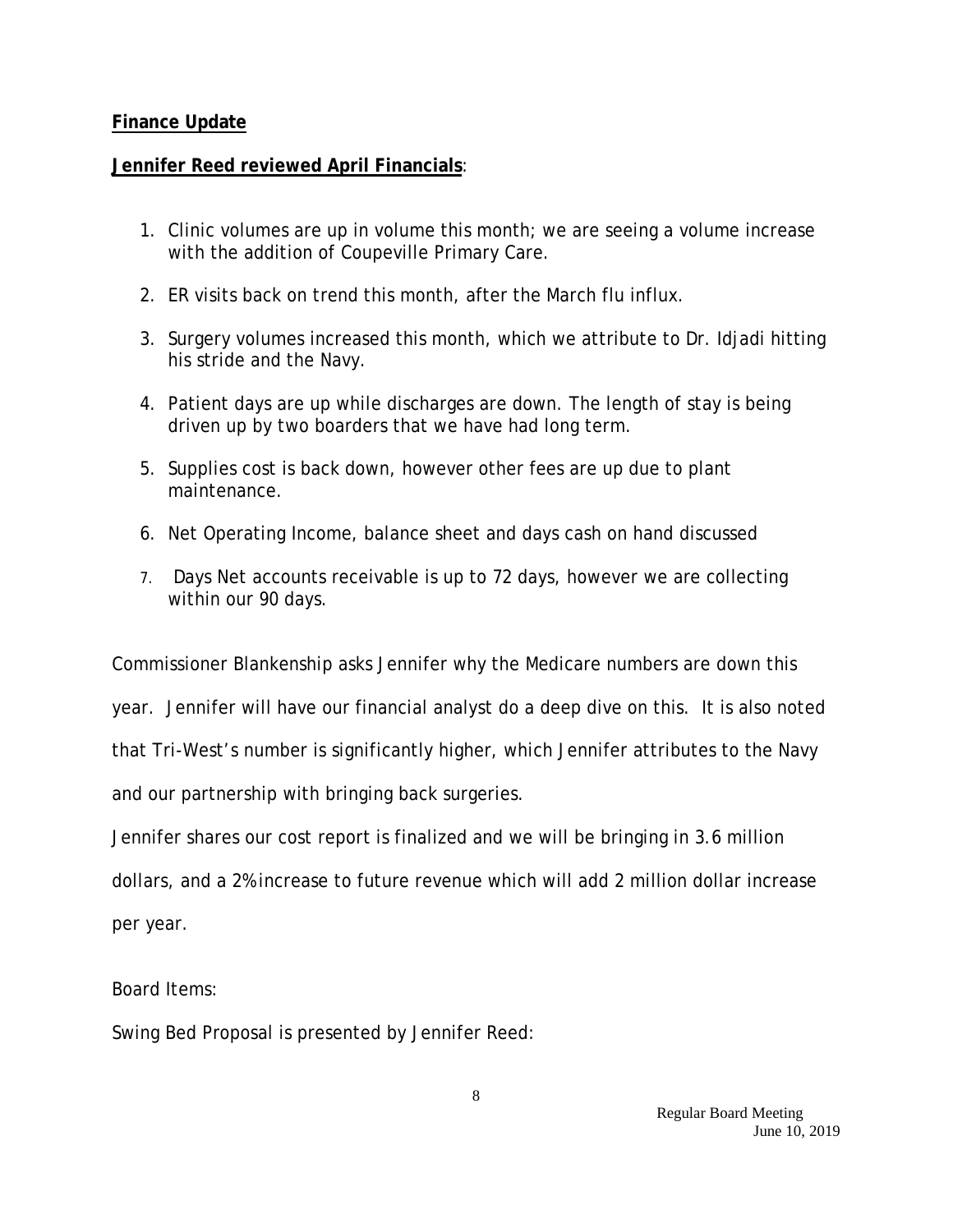**Finance Update**

**Jennifer Reed reviewed April Financials**:

1. Clinic volumes are up in volume this month; we are seeing a volume increase with the addition of Coupeville Primary Care.
2. ER visits back on trend this month, after the March flu influx.
3. Surgery volumes increased this month, which we attribute to Dr. Idjadi hitting his stride and the Navy.
4. Patient days are up while discharges are down. The length of stay is being driven up by two boarders that we have had long term.
5. Supplies cost is back down, however other fees are up due to plant maintenance.
6. Net Operating Income, balance sheet and days cash on hand discussed
7. Days Net accounts receivable is up to 72 days, however we are collecting within our 90 days.

Commissioner Blankenship asks Jennifer why the Medicare numbers are down this year. Jennifer will have our financial analyst do a deep dive on this. It is also noted that Tri-West's number is significantly higher, which Jennifer attributes to the Navy and our partnership with bringing back surgeries.

Jennifer shares our cost report is finalized and we will be bringing in 3.6 million dollars, and a 2% increase to future revenue which will add 2 million dollar increase per year.

Board Items:

Swing Bed Proposal is presented by Jennifer Reed: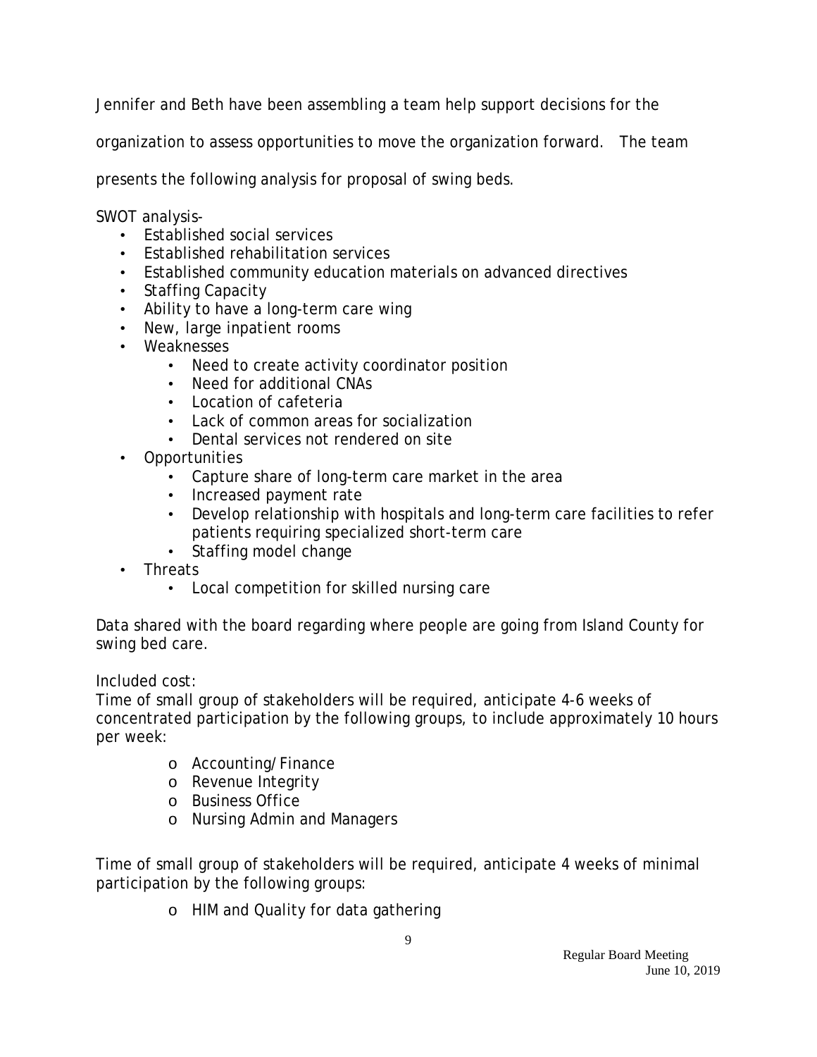Jennifer and Beth have been assembling a team help support decisions for the organization to assess opportunities to move the organization forward. The team presents the following analysis for proposal of swing beds.

SWOT analysis-

- Established social services
- Established rehabilitation services
- Established community education materials on advanced directives
- Staffing Capacity
- Ability to have a long-term care wing
- New, large inpatient rooms
- Weaknesses
    - Need to create activity coordinator position
    - Need for additional CNAs
    - Location of cafeteria
    - Lack of common areas for socialization
    - Dental services not rendered on site
- Opportunities
    - Capture share of long-term care market in the area
    - Increased payment rate
    - Develop relationship with hospitals and long-term care facilities to refer patients requiring specialized short-term care
    - Staffing model change
- Threats
    - Local competition for skilled nursing care

Data shared with the board regarding where people are going from Island County for swing bed care.

Included cost:
Time of small group of stakeholders will be required, anticipate 4-6 weeks of concentrated participation by the following groups, to include approximately 10 hours per week:

- Accounting/Finance
- Revenue Integrity
- Business Office
- Nursing Admin and Managers

Time of small group of stakeholders will be required, anticipate 4 weeks of minimal participation by the following groups:

- HIM and Quality for data gathering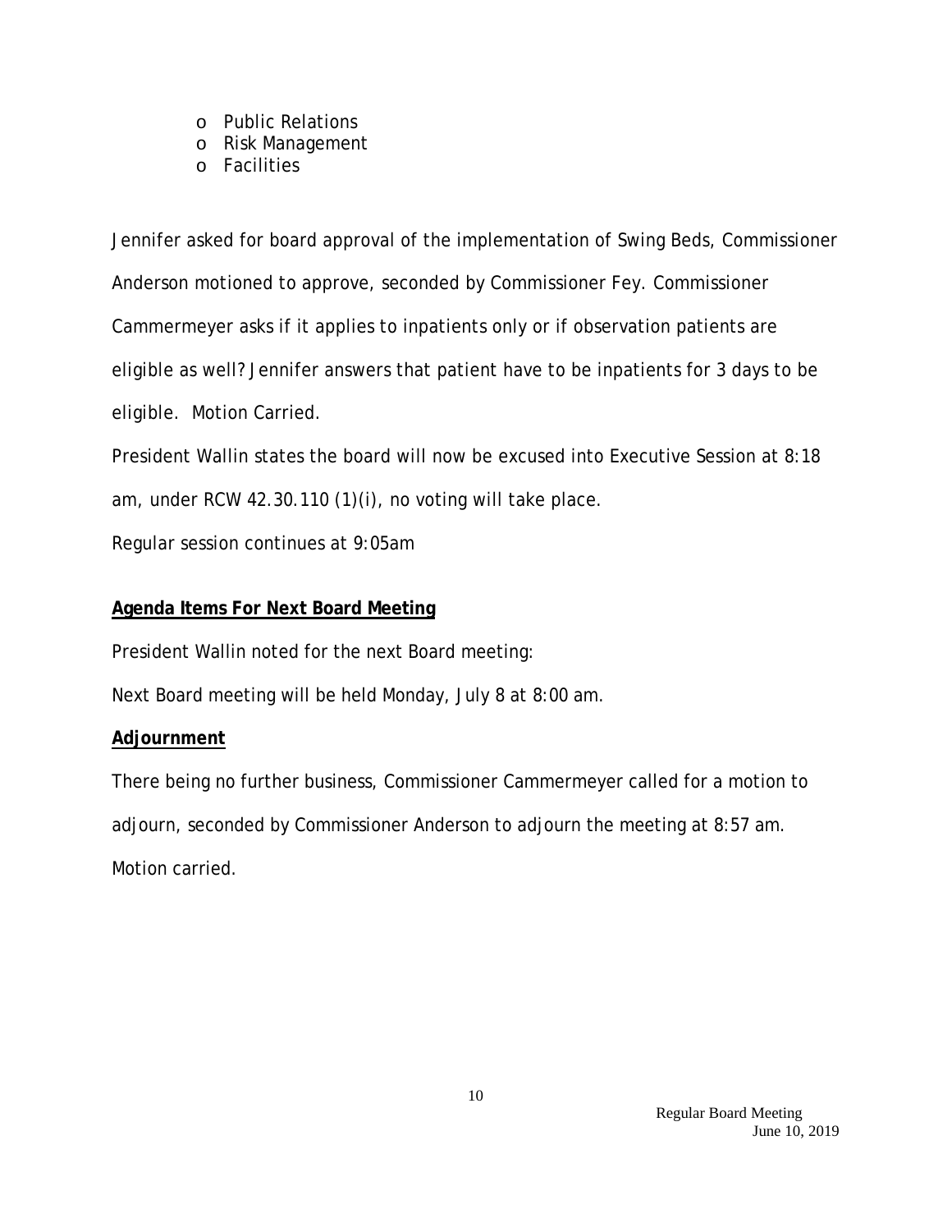- Public Relations
- Risk Management
- Facilities

Jennifer asked for board approval of the implementation of Swing Beds, Commissioner Anderson motioned to approve, seconded by Commissioner Fey. Commissioner Cammermeyer asks if it applies to inpatients only or if observation patients are eligible as well? Jennifer answers that patient have to be inpatients for 3 days to be eligible. Motion Carried.

President Wallin states the board will now be excused into Executive Session at 8:18 am, under RCW 42.30.110 (1)(i), no voting will take place.

Regular session continues at 9:05am

**Agenda Items For Next Board Meeting**

President Wallin noted for the next Board meeting:

Next Board meeting will be held Monday, July 8 at 8:00 am.

**Adjournment**

There being no further business, Commissioner Cammermeyer called for a motion to adjourn, seconded by Commissioner Anderson to adjourn the meeting at 8:57 am. Motion carried.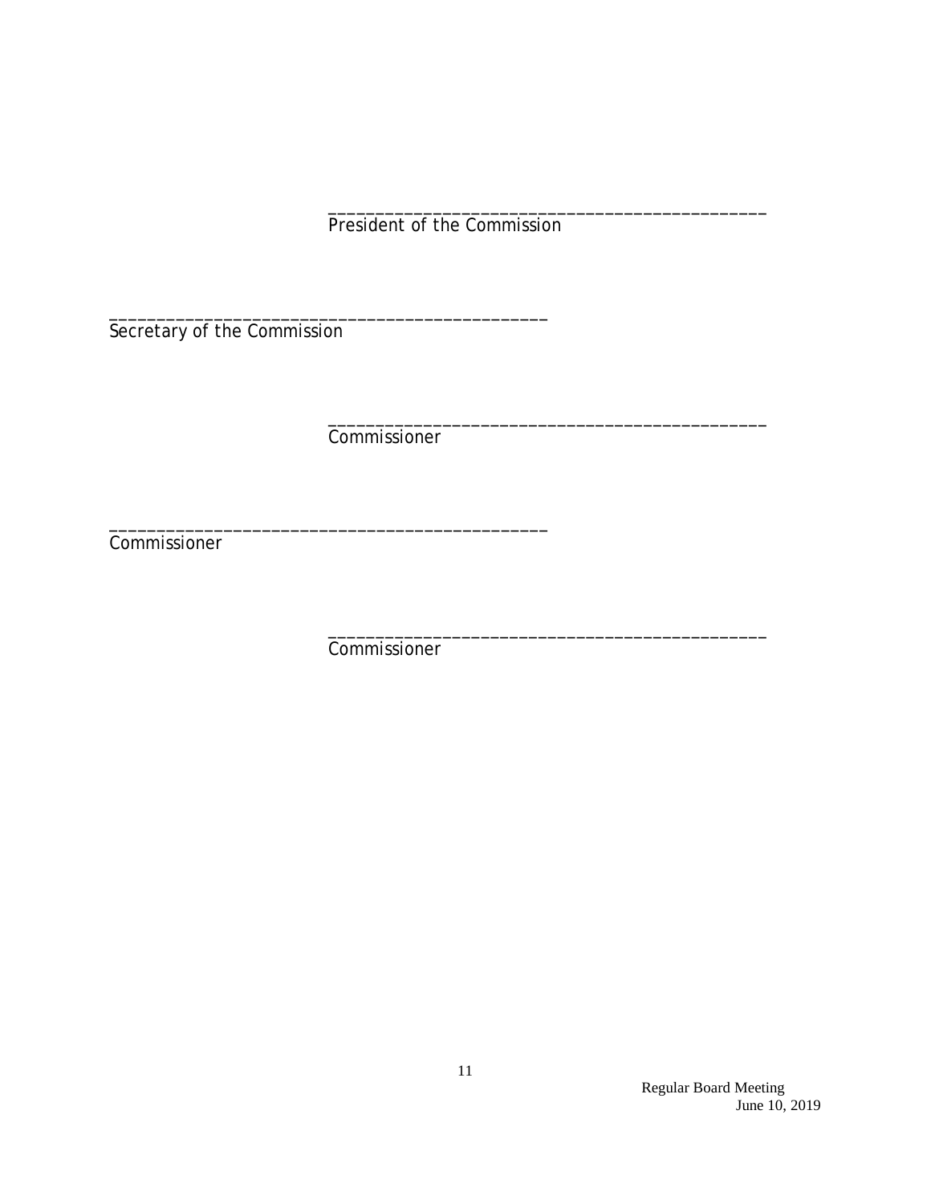_______________________________________________
President of the Commission

_______________________________________________
Secretary of the Commission

_______________________________________________
Commissioner

_______________________________________________
Commissioner

_______________________________________________
Commissioner

Regular Board Meeting
June 10, 2019